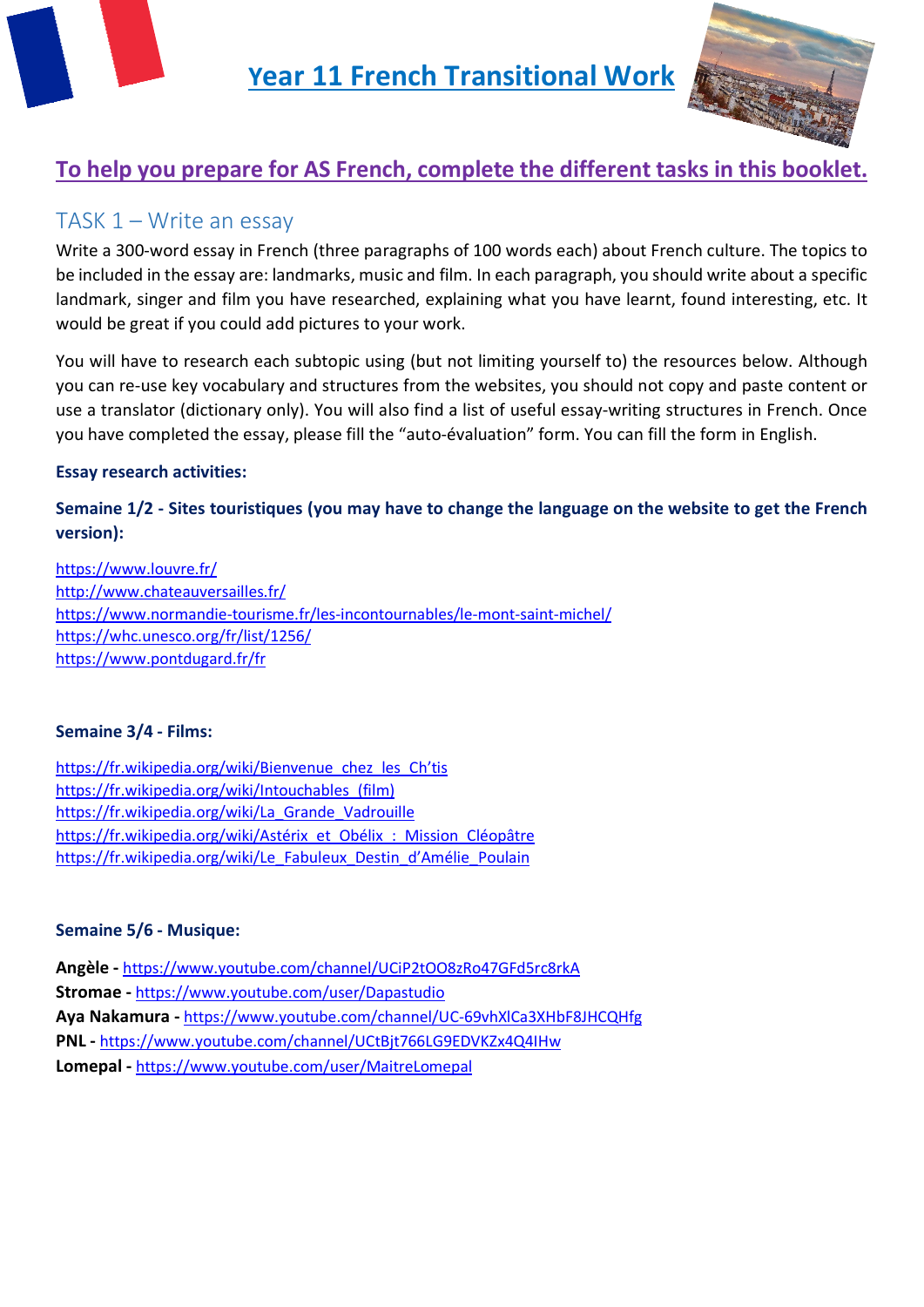# Year 11 French Transitional Work

## To help you prepare for AS French, complete the different tasks in this booklet.

## TASK 1 – Write an essay

Write a 300-word essay in French (three paragraphs of 100 words each) about French culture. The topics to be included in the essay are: landmarks, music and film. In each paragraph, you should write about a specific landmark, singer and film you have researched, explaining what you have learnt, found interesting, etc. It would be great if you could add pictures to your work.

You will have to research each subtopic using (but not limiting yourself to) the resources below. Although you can re-use key vocabulary and structures from the websites, you should not copy and paste content or use a translator (dictionary only). You will also find a list of useful essay-writing structures in French. Once you have completed the essay, please fill the "auto-évaluation" form. You can fill the form in English.

**Essay research activities:**

**Semaine 1/2 - Sites touristiques (you may have to change the language on the website to get the French version):**

https://www.louvre.fr/
http://www.chateauversailles.fr/
https://www.normandie-tourisme.fr/les-incontournables/le-mont-saint-michel/
https://whc.unesco.org/fr/list/1256/
https://www.pontdugard.fr/fr

**Semaine 3/4 - Films:**

https://fr.wikipedia.org/wiki/Bienvenue_chez_les_Ch'tis
https://fr.wikipedia.org/wiki/Intouchables_(film)
https://fr.wikipedia.org/wiki/La_Grande_Vadrouille
https://fr.wikipedia.org/wiki/Astérix_et_Obélix_:_Mission_Cléopâtre
https://fr.wikipedia.org/wiki/Le_Fabuleux_Destin_d'Amélie_Poulain

**Semaine 5/6 - Musique:**

**Angèle -** https://www.youtube.com/channel/UCiP2tOO8zRo47GFd5rc8rkA
**Stromae -** https://www.youtube.com/user/Dapastudio
**Aya Nakamura -** https://www.youtube.com/channel/UC-69vhXlCa3XHbF8JHCQHfg
**PNL -** https://www.youtube.com/channel/UCtBjt766LG9EDVKZx4Q4IHw
**Lomepal -** https://www.youtube.com/user/MaitreLomepal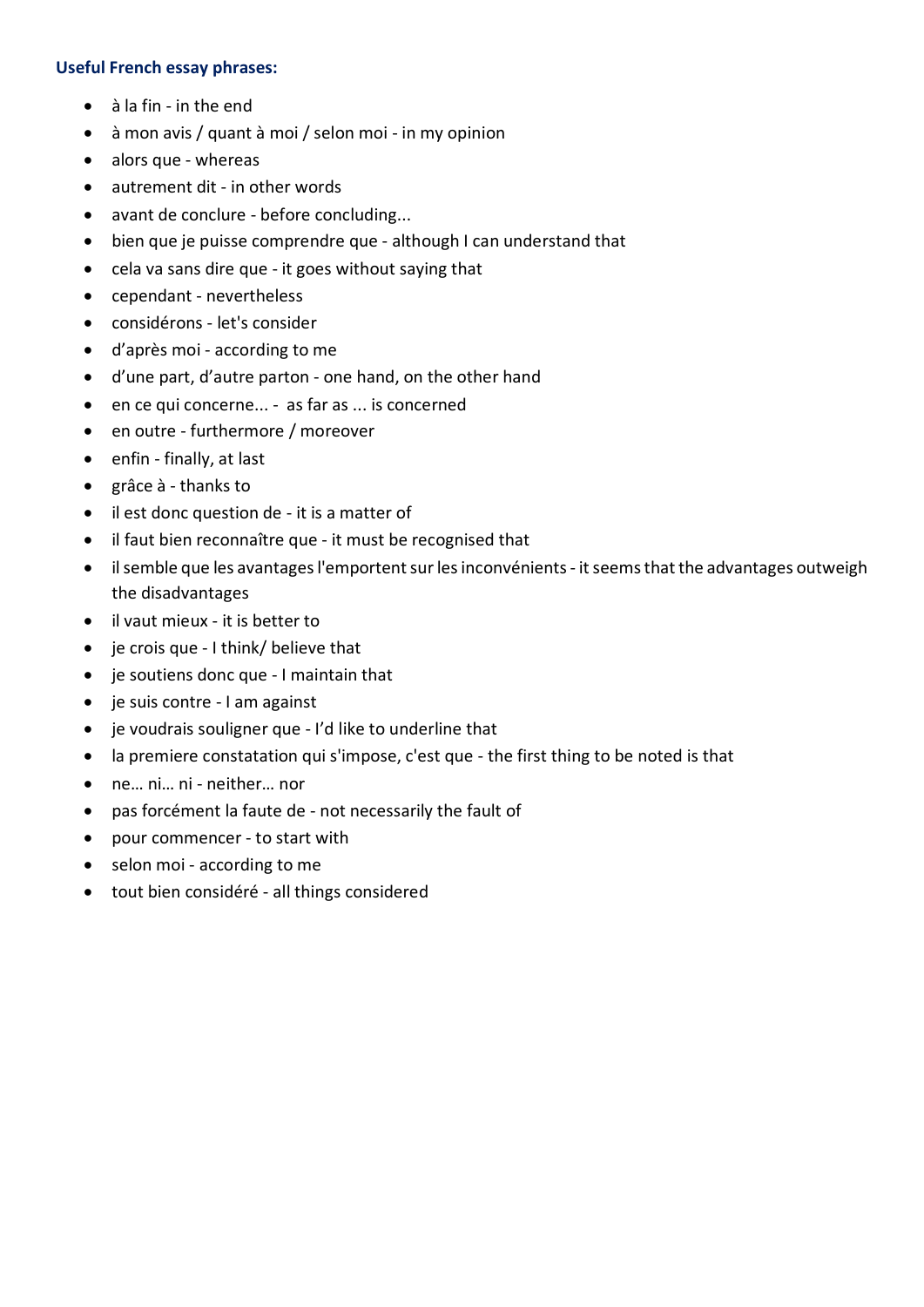**Useful French essay phrases:**

- à la fin - in the end
- à mon avis / quant à moi / selon moi - in my opinion
- alors que - whereas
- autrement dit - in other words
- avant de conclure - before concluding...
- bien que je puisse comprendre que - although I can understand that
- cela va sans dire que - it goes without saying that
- cependant - nevertheless
- considérons - let's consider
- d'après moi - according to me
- d'une part, d'autre parton - one hand, on the other hand
- en ce qui concerne... - as far as ... is concerned
- en outre - furthermore / moreover
- enfin - finally, at last
- grâce à - thanks to
- il est donc question de - it is a matter of
- il faut bien reconnaître que - it must be recognised that
- il semble que les avantages l'emportent sur les inconvénients - it seems that the advantages outweigh the disadvantages
- il vaut mieux - it is better to
- je crois que - I think/ believe that
- je soutiens donc que - I maintain that
- je suis contre - I am against
- je voudrais souligner que - I'd like to underline that
- la premiere constatation qui s'impose, c'est que - the first thing to be noted is that
- ne… ni… ni - neither… nor
- pas forcément la faute de - not necessarily the fault of
- pour commencer - to start with
- selon moi - according to me
- tout bien considéré - all things considered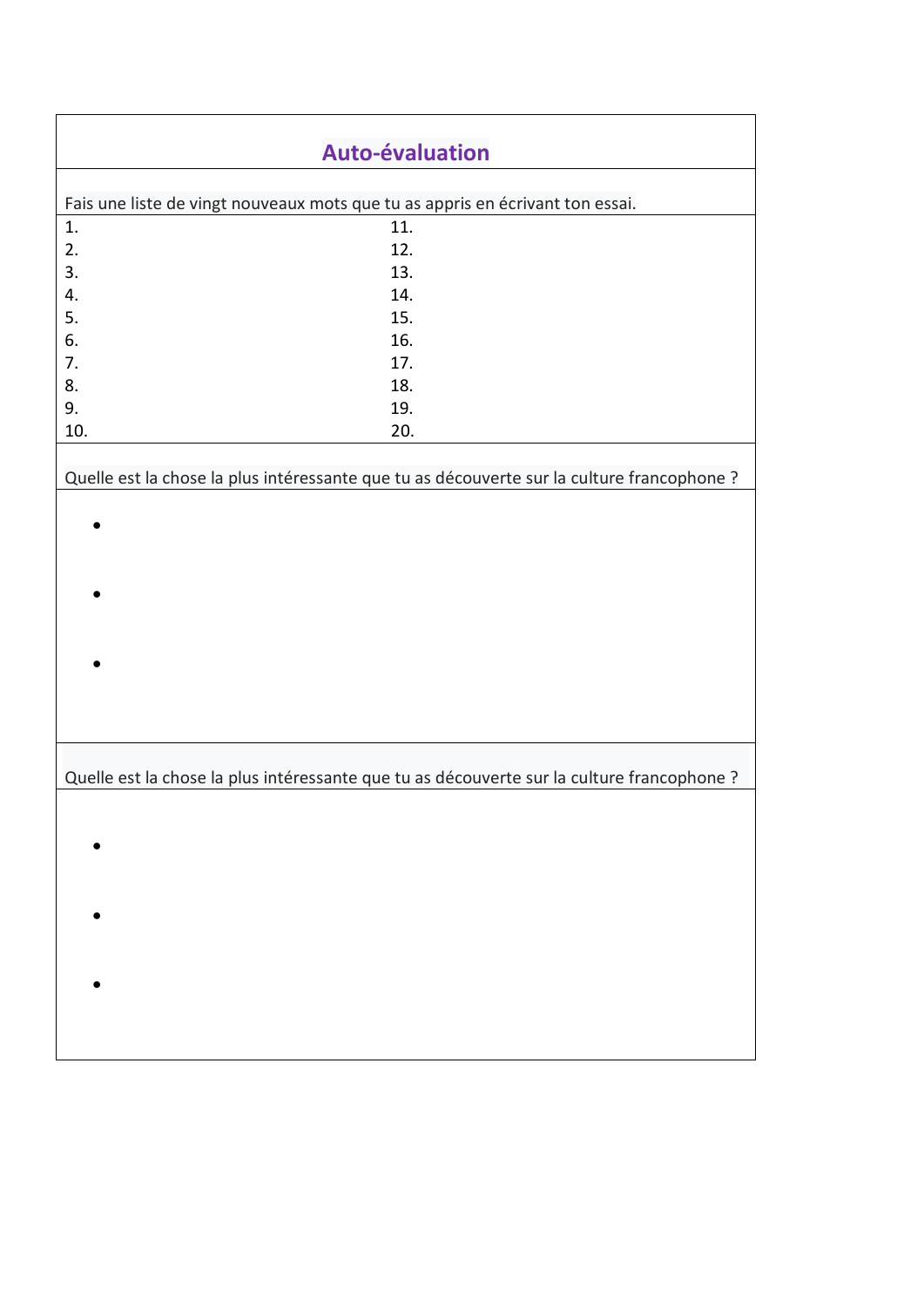## Auto-évaluation

Fais une liste de vingt nouveaux mots que tu as appris en écrivant ton essai.

| | |
|---|---|
| 1. | 11. |
| 2. | 12. |
| 3. | 13. |
| 4. | 14. |
| 5. | 15. |
| 6. | 16. |
| 7. | 17. |
| 8. | 18. |
| 9. | 19. |
| 10. | 20. |

Quelle est la chose la plus intéressante que tu as découverte sur la culture francophone ?

- 
- 
- 

Quelle est la chose la plus intéressante que tu as découverte sur la culture francophone ?

- 
- 
-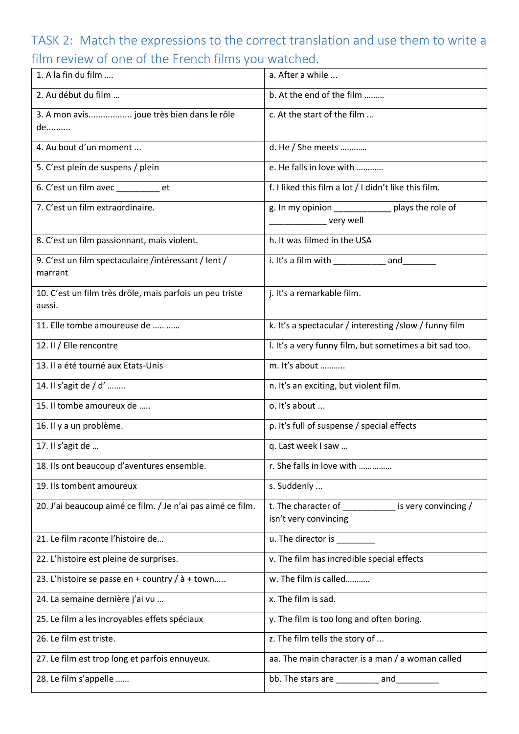## TASK 2: Match the expressions to the correct translation and use them to write a film review of one of the French films you watched.

| | |
|---|---|
| 1. A la fin du film …. | a. After a while ... |
| 2. Au début du film … | b. At the end of the film ……… |
| 3. A mon avis.................. joue très bien dans le rôle de.......... | c. At the start of the film ... |
| 4. Au bout d'un moment ... | d. He / She meets ………… |
| 5. C'est plein de suspens / plein | e. He falls in love with ………… |
| 6. C'est un film avec _________ et | f. I liked this film a lot / I didn't like this film. |
| 7. C'est un film extraordinaire. | g. In my opinion ____________ plays the role of ____________ very well |
| 8. C'est un film passionnant, mais violent. | h. It was filmed in the USA |
| 9. C'est un film spectaculaire /intéressant / lent / marrant | i. It's a film with ___________ and_______ |
| 10. C'est un film très drôle, mais parfois un peu triste aussi. | j. It's a remarkable film. |
| 11. Elle tombe amoureuse de ….. …… | k. It's a spectacular / interesting /slow / funny film |
| 12. Il / Elle rencontre | l. It's a very funny film, but sometimes a bit sad too. |
| 13. Il a été tourné aux Etats-Unis | m. It's about ……….. |
| 14. Il s'agit de / d' …….. | n. It's an exciting, but violent film. |
| 15. Il tombe amoureux de ….. | o. It's about ... |
| 16. Il y a un problème. | p. It's full of suspense / special effects |
| 17. Il s'agit de … | q. Last week I saw … |
| 18. Ils ont beaucoup d'aventures ensemble. | r. She falls in love with …………… |
| 19. Ils tombent amoureux | s. Suddenly ... |
| 20. J'ai beaucoup aimé ce film. / Je n'ai pas aimé ce film. | t. The character of ___________ is very convincing / isn't very convincing |
| 21. Le film raconte l'histoire de… | u. The director is ________ |
| 22. L'histoire est pleine de surprises. | v. The film has incredible special effects |
| 23. L'histoire se passe en + country / à + town….. | w. The film is called………. |
| 24. La semaine dernière j'ai vu … | x. The film is sad. |
| 25. Le film a les incroyables effets spéciaux | y. The film is too long and often boring. |
| 26. Le film est triste. | z. The film tells the story of ... |
| 27. Le film est trop long et parfois ennuyeux. | aa. The main character is a man / a woman called |
| 28. Le film s'appelle …… | bb. The stars are _________ and_________ |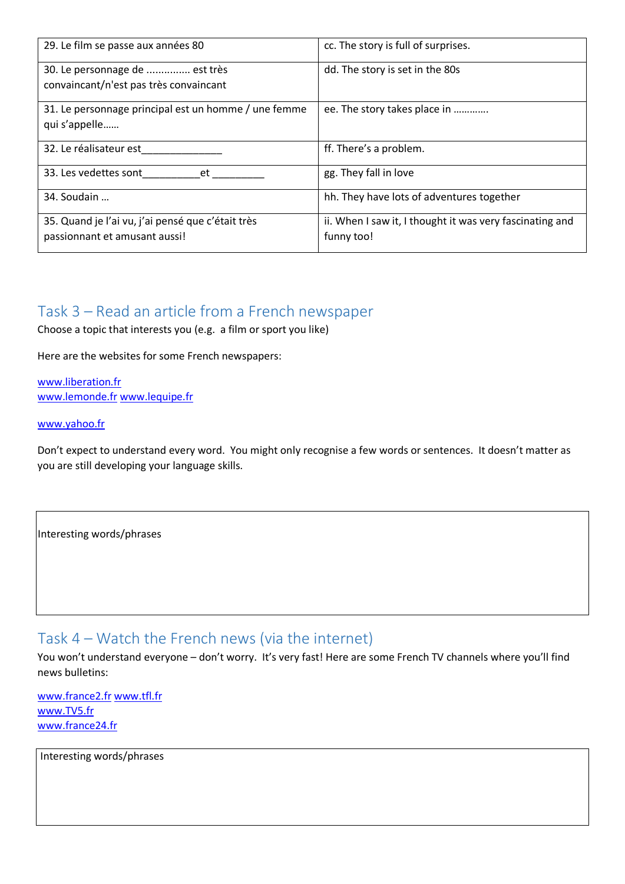| | |
|---|---|
| 29. Le film se passe aux années 80 | cc. The story is full of surprises. |
| 30. Le personnage de ............... est très convaincant/n'est pas très convaincant | dd. The story is set in the 80s |
| 31. Le personnage principal est un homme / une femme qui s'appelle…… | ee. The story takes place in …………. |
| 32. Le réalisateur est______________ | ff. There's a problem. |
| 33. Les vedettes sont__________et _________ | gg. They fall in love |
| 34. Soudain … | hh. They have lots of adventures together |
| 35. Quand je l'ai vu, j'ai pensé que c'était très passionnant et amusant aussi! | ii. When I saw it, I thought it was very fascinating and funny too! |

## Task 3 – Read an article from a French newspaper

Choose a topic that interests you (e.g. a film or sport you like)

Here are the websites for some French newspapers:

www.liberation.fr
www.lemonde.fr www.lequipe.fr

www.yahoo.fr

Don't expect to understand every word. You might only recognise a few words or sentences. It doesn't matter as you are still developing your language skills.

| Interesting words/phrases |
|---|
| |

## Task 4 – Watch the French news (via the internet)

You won't understand everyone – don't worry. It's very fast! Here are some French TV channels where you'll find news bulletins:

www.france2.fr www.tfl.fr
www.TV5.fr
www.france24.fr

| Interesting words/phrases |
|---|
| |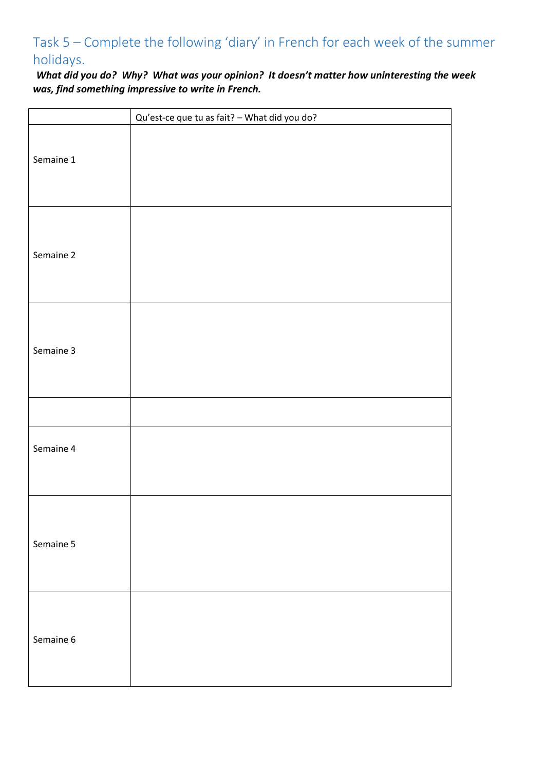## Task 5 – Complete the following 'diary' in French for each week of the summer holidays.

***What did you do? Why? What was your opinion? It doesn't matter how uninteresting the week was, find something impressive to write in French.***

| | Qu'est-ce que tu as fait? – What did you do? |
|---|---|
| Semaine 1 | |
| Semaine 2 | |
| Semaine 3 | |
| | |
| Semaine 4 | |
| Semaine 5 | |
| Semaine 6 | |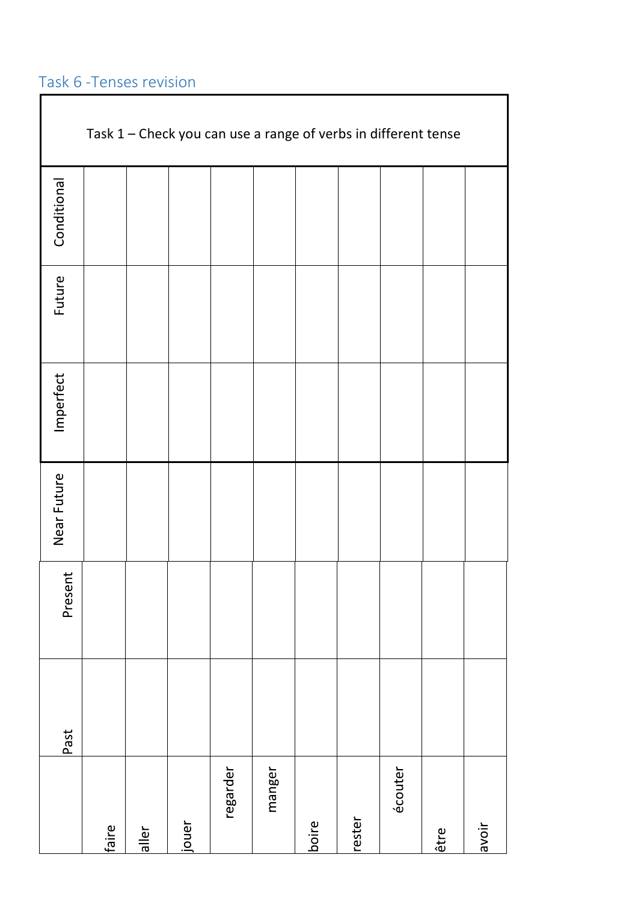## Task 6 -Tenses revision

Task 1 – Check you can use a range of verbs in different tense

| | Past | Present | Near Future | Imperfect | Future | Conditional |
|---|---|---|---|---|---|---|
| faire | | | | | | |
| aller | | | | | | |
| jouer | | | | | | |
| regarder | | | | | | |
| manger | | | | | | |
| boire | | | | | | |
| rester | | | | | | |
| écouter | | | | | | |
| être | | | | | | |
| avoir | | | | | | |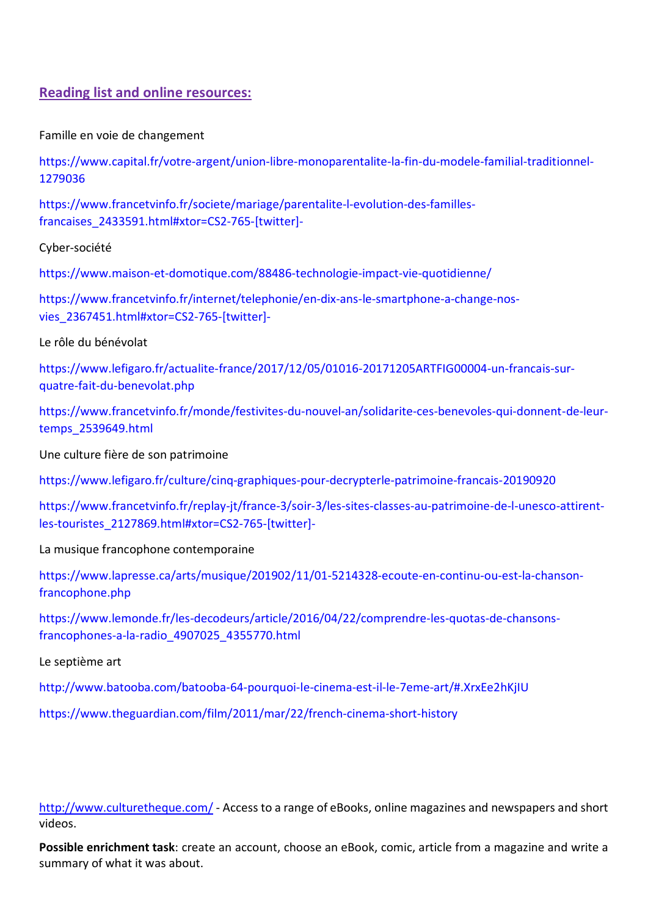## Reading list and online resources:

Famille en voie de changement

https://www.capital.fr/votre-argent/union-libre-monoparentalite-la-fin-du-modele-familial-traditionnel-1279036

https://www.francetvinfo.fr/societe/mariage/parentalite-l-evolution-des-familles-francaises_2433591.html#xtor=CS2-765-[twitter]-

Cyber-société

https://www.maison-et-domotique.com/88486-technologie-impact-vie-quotidienne/

https://www.francetvinfo.fr/internet/telephonie/en-dix-ans-le-smartphone-a-change-nos-vies_2367451.html#xtor=CS2-765-[twitter]-

Le rôle du bénévolat

https://www.lefigaro.fr/actualite-france/2017/12/05/01016-20171205ARTFIG00004-un-francais-sur-quatre-fait-du-benevolat.php

https://www.francetvinfo.fr/monde/festivites-du-nouvel-an/solidarite-ces-benevoles-qui-donnent-de-leur-temps_2539649.html

Une culture fière de son patrimoine

https://www.lefigaro.fr/culture/cinq-graphiques-pour-decrypterle-patrimoine-francais-20190920

https://www.francetvinfo.fr/replay-jt/france-3/soir-3/les-sites-classes-au-patrimoine-de-l-unesco-attirent-les-touristes_2127869.html#xtor=CS2-765-[twitter]-

La musique francophone contemporaine

https://www.lapresse.ca/arts/musique/201902/11/01-5214328-ecoute-en-continu-ou-est-la-chanson-francophone.php

https://www.lemonde.fr/les-decodeurs/article/2016/04/22/comprendre-les-quotas-de-chansons-francophones-a-la-radio_4907025_4355770.html

Le septième art

http://www.batooba.com/batooba-64-pourquoi-le-cinema-est-il-le-7eme-art/#.XrxEe2hKjIU

https://www.theguardian.com/film/2011/mar/22/french-cinema-short-history

http://www.culturetheque.com/ - Access to a range of eBooks, online magazines and newspapers and short videos.

**Possible enrichment task**: create an account, choose an eBook, comic, article from a magazine and write a summary of what it was about.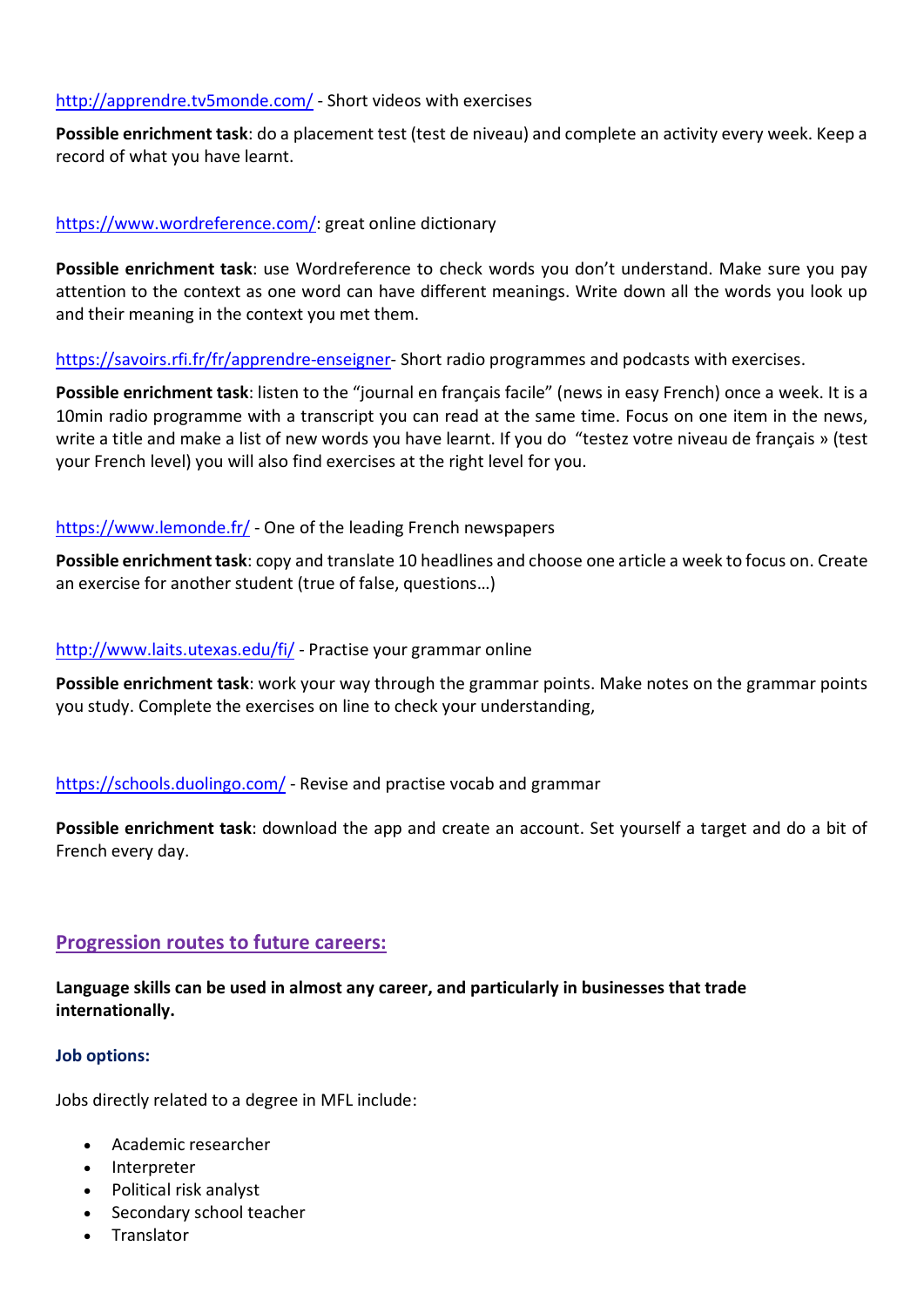http://apprendre.tv5monde.com/ - Short videos with exercises

**Possible enrichment task**: do a placement test (test de niveau) and complete an activity every week. Keep a record of what you have learnt.

https://www.wordreference.com/: great online dictionary

**Possible enrichment task**: use Wordreference to check words you don't understand. Make sure you pay attention to the context as one word can have different meanings. Write down all the words you look up and their meaning in the context you met them.

https://savoirs.rfi.fr/fr/apprendre-enseigner- Short radio programmes and podcasts with exercises.

**Possible enrichment task**: listen to the "journal en français facile" (news in easy French) once a week. It is a 10min radio programme with a transcript you can read at the same time. Focus on one item in the news, write a title and make a list of new words you have learnt. If you do "testez votre niveau de français » (test your French level) you will also find exercises at the right level for you.

https://www.lemonde.fr/ - One of the leading French newspapers

**Possible enrichment task**: copy and translate 10 headlines and choose one article a week to focus on. Create an exercise for another student (true of false, questions…)

http://www.laits.utexas.edu/fi/ - Practise your grammar online

**Possible enrichment task**: work your way through the grammar points. Make notes on the grammar points you study. Complete the exercises on line to check your understanding,

https://schools.duolingo.com/ - Revise and practise vocab and grammar

**Possible enrichment task**: download the app and create an account. Set yourself a target and do a bit of French every day.

## Progression routes to future careers:

**Language skills can be used in almost any career, and particularly in businesses that trade internationally.**

### Job options:

Jobs directly related to a degree in MFL include:

- Academic researcher
- Interpreter
- Political risk analyst
- Secondary school teacher
- Translator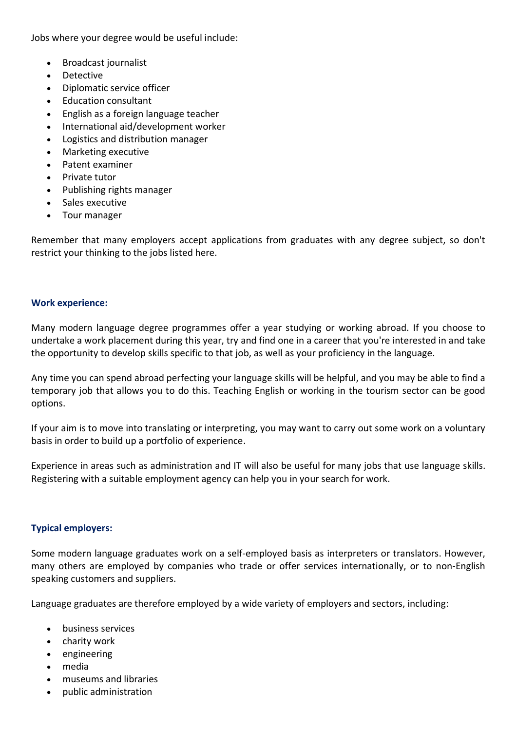Jobs where your degree would be useful include:

- Broadcast journalist
- Detective
- Diplomatic service officer
- Education consultant
- English as a foreign language teacher
- International aid/development worker
- Logistics and distribution manager
- Marketing executive
- Patent examiner
- Private tutor
- Publishing rights manager
- Sales executive
- Tour manager

Remember that many employers accept applications from graduates with any degree subject, so don't restrict your thinking to the jobs listed here.

**Work experience:**

Many modern language degree programmes offer a year studying or working abroad. If you choose to undertake a work placement during this year, try and find one in a career that you're interested in and take the opportunity to develop skills specific to that job, as well as your proficiency in the language.

Any time you can spend abroad perfecting your language skills will be helpful, and you may be able to find a temporary job that allows you to do this. Teaching English or working in the tourism sector can be good options.

If your aim is to move into translating or interpreting, you may want to carry out some work on a voluntary basis in order to build up a portfolio of experience.

Experience in areas such as administration and IT will also be useful for many jobs that use language skills. Registering with a suitable employment agency can help you in your search for work.

**Typical employers:**

Some modern language graduates work on a self-employed basis as interpreters or translators. However, many others are employed by companies who trade or offer services internationally, or to non-English speaking customers and suppliers.

Language graduates are therefore employed by a wide variety of employers and sectors, including:

- business services
- charity work
- engineering
- media
- museums and libraries
- public administration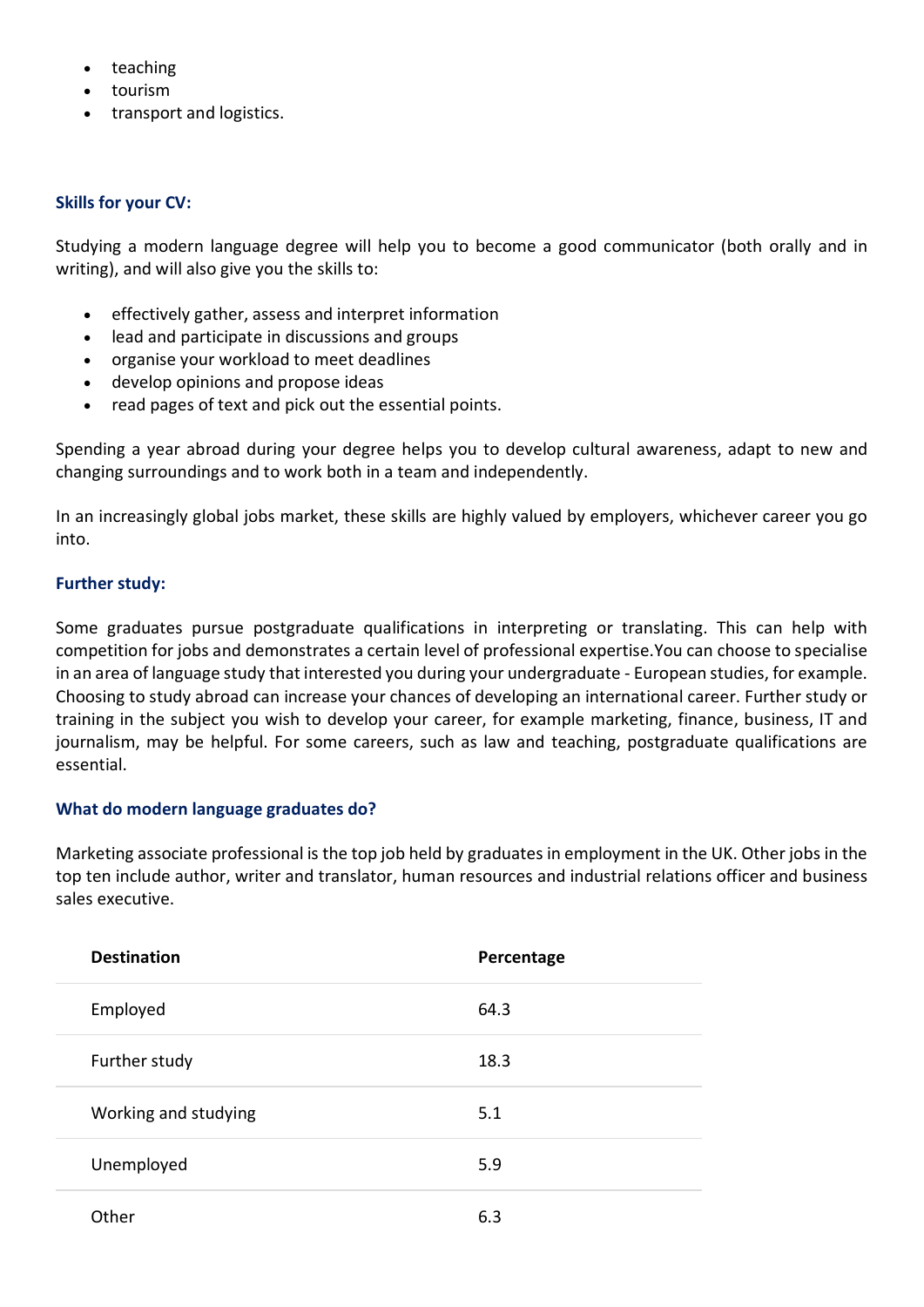- teaching
- tourism
- transport and logistics.

### Skills for your CV:

Studying a modern language degree will help you to become a good communicator (both orally and in writing), and will also give you the skills to:

- effectively gather, assess and interpret information
- lead and participate in discussions and groups
- organise your workload to meet deadlines
- develop opinions and propose ideas
- read pages of text and pick out the essential points.

Spending a year abroad during your degree helps you to develop cultural awareness, adapt to new and changing surroundings and to work both in a team and independently.

In an increasingly global jobs market, these skills are highly valued by employers, whichever career you go into.

### Further study:

Some graduates pursue postgraduate qualifications in interpreting or translating. This can help with competition for jobs and demonstrates a certain level of professional expertise.You can choose to specialise in an area of language study that interested you during your undergraduate - European studies, for example. Choosing to study abroad can increase your chances of developing an international career. Further study or training in the subject you wish to develop your career, for example marketing, finance, business, IT and journalism, may be helpful. For some careers, such as law and teaching, postgraduate qualifications are essential.

### What do modern language graduates do?

Marketing associate professional is the top job held by graduates in employment in the UK. Other jobs in the top ten include author, writer and translator, human resources and industrial relations officer and business sales executive.

| Destination | Percentage |
|---|---|
| Employed | 64.3 |
| Further study | 18.3 |
| Working and studying | 5.1 |
| Unemployed | 5.9 |
| Other | 6.3 |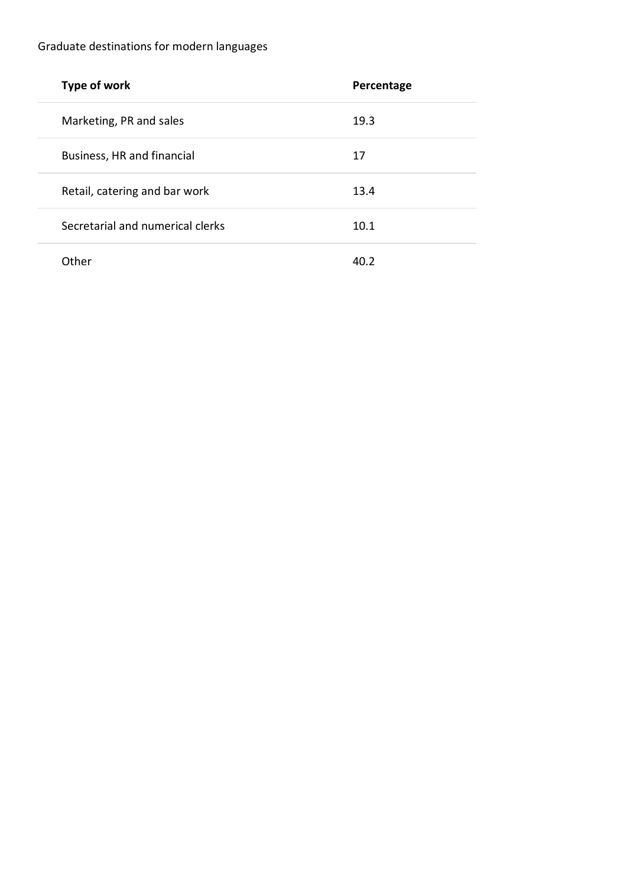Graduate destinations for modern languages

| Type of work | Percentage |
|---|---|
| Marketing, PR and sales | 19.3 |
| Business, HR and financial | 17 |
| Retail, catering and bar work | 13.4 |
| Secretarial and numerical clerks | 10.1 |
| Other | 40.2 |